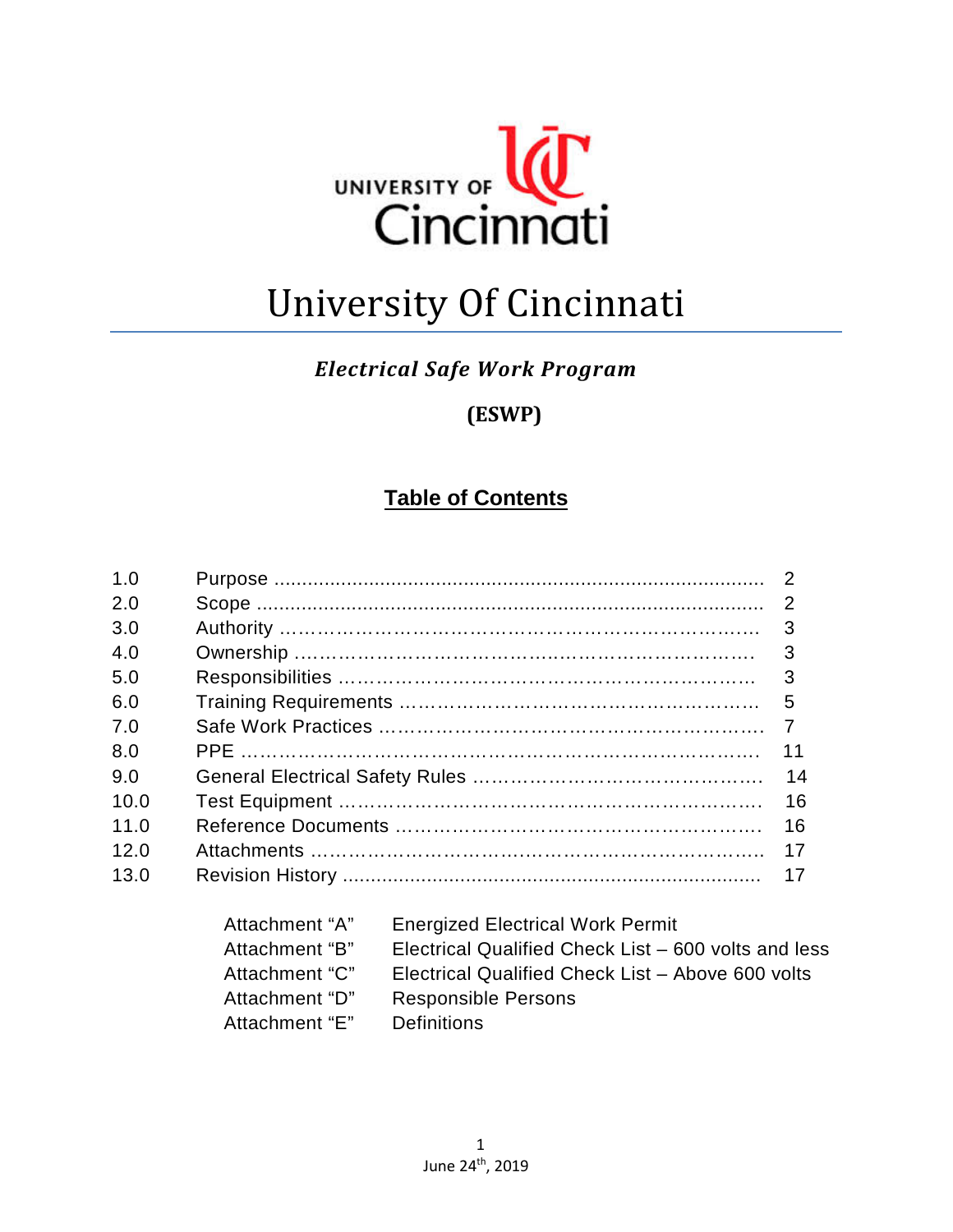# University Of Cincinnati

## *Electrical Safe Work Program*

## (ESWP)

### Table of Contents

| | | |
|---|---|---|
| 1.0 | Purpose | 2 |
| 2.0 | Scope | 2 |
| 3.0 | Authority | 3 |
| 4.0 | Ownership | 3 |
| 5.0 | Responsibilities | 3 |
| 6.0 | Training Requirements | 5 |
| 7.0 | Safe Work Practices | 7 |
| 8.0 | PPE | 11 |
| 9.0 | General Electrical Safety Rules | 14 |
| 10.0 | Test Equipment | 16 |
| 11.0 | Reference Documents | 16 |
| 12.0 | Attachments | 17 |
| 13.0 | Revision History | 17 |

| | |
|---|---|
| Attachment "A" | Energized Electrical Work Permit |
| Attachment "B" | Electrical Qualified Check List – 600 volts and less |
| Attachment "C" | Electrical Qualified Check List – Above 600 volts |
| Attachment "D" | Responsible Persons |
| Attachment "E" | Definitions |

June 24th, 2019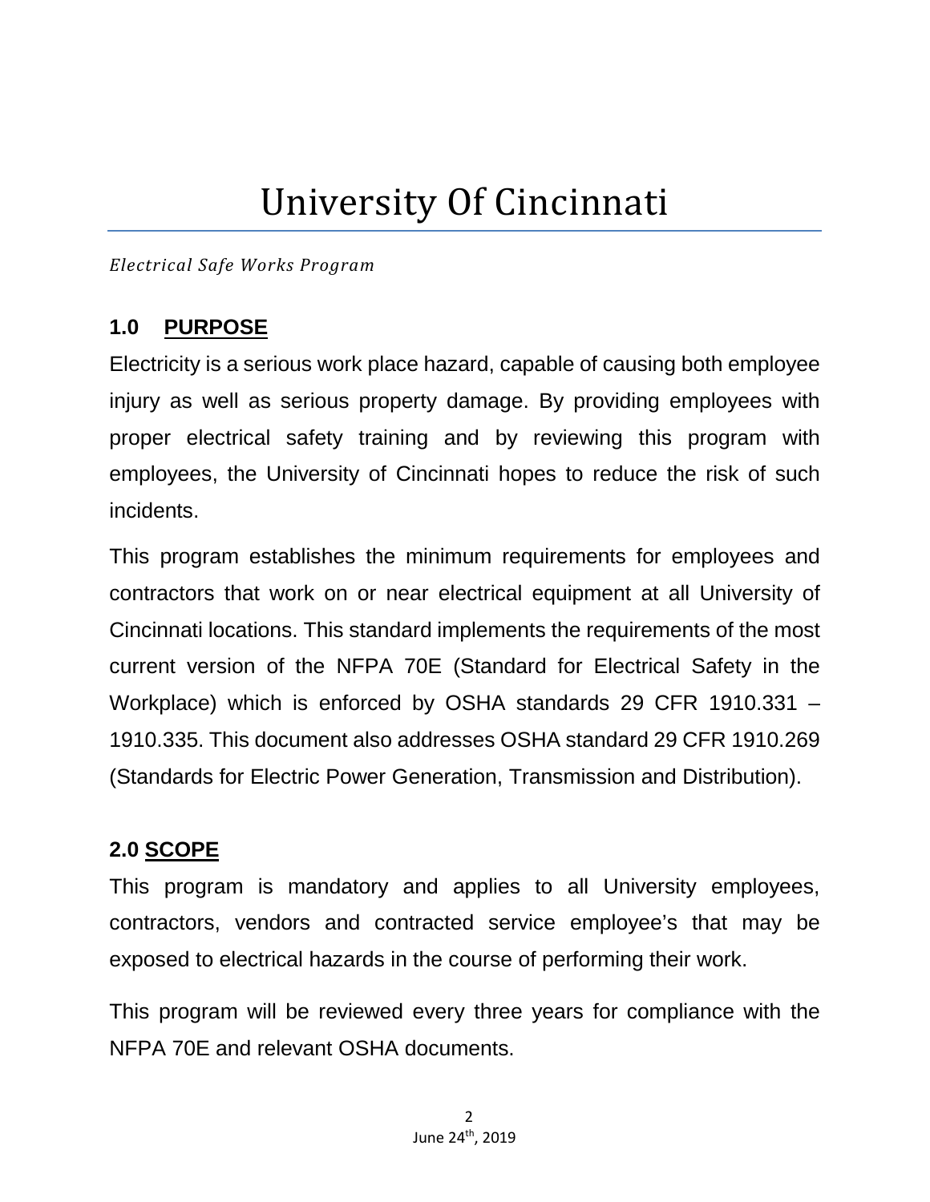# University Of Cincinnati

*Electrical Safe Works Program*

## 1.0 PURPOSE

Electricity is a serious work place hazard, capable of causing both employee injury as well as serious property damage. By providing employees with proper electrical safety training and by reviewing this program with employees, the University of Cincinnati hopes to reduce the risk of such incidents.

This program establishes the minimum requirements for employees and contractors that work on or near electrical equipment at all University of Cincinnati locations. This standard implements the requirements of the most current version of the NFPA 70E (Standard for Electrical Safety in the Workplace) which is enforced by OSHA standards 29 CFR 1910.331 – 1910.335. This document also addresses OSHA standard 29 CFR 1910.269 (Standards for Electric Power Generation, Transmission and Distribution).

## 2.0 SCOPE

This program is mandatory and applies to all University employees, contractors, vendors and contracted service employee's that may be exposed to electrical hazards in the course of performing their work.

This program will be reviewed every three years for compliance with the NFPA 70E and relevant OSHA documents.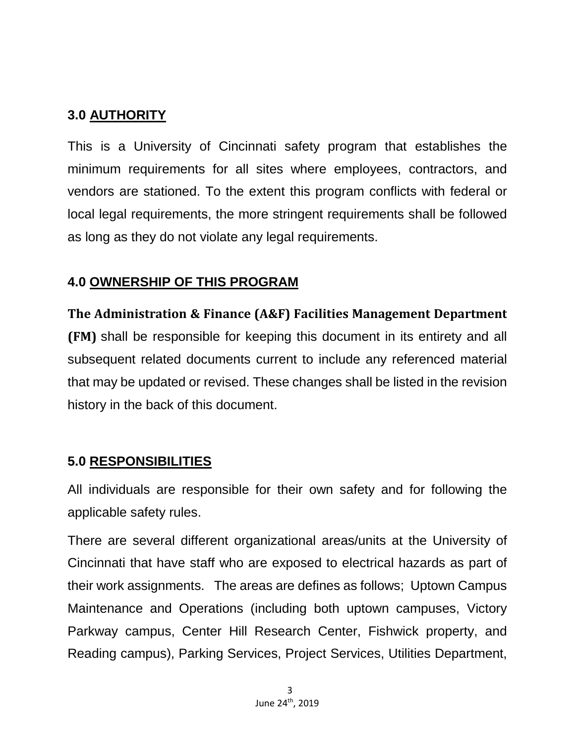## 3.0 AUTHORITY

This is a University of Cincinnati safety program that establishes the minimum requirements for all sites where employees, contractors, and vendors are stationed. To the extent this program conflicts with federal or local legal requirements, the more stringent requirements shall be followed as long as they do not violate any legal requirements.

## 4.0 OWNERSHIP OF THIS PROGRAM

**The Administration & Finance (A&F) Facilities Management Department (FM)** shall be responsible for keeping this document in its entirety and all subsequent related documents current to include any referenced material that may be updated or revised. These changes shall be listed in the revision history in the back of this document.

## 5.0 RESPONSIBILITIES

All individuals are responsible for their own safety and for following the applicable safety rules.

There are several different organizational areas/units at the University of Cincinnati that have staff who are exposed to electrical hazards as part of their work assignments. The areas are defines as follows; Uptown Campus Maintenance and Operations (including both uptown campuses, Victory Parkway campus, Center Hill Research Center, Fishwick property, and Reading campus), Parking Services, Project Services, Utilities Department,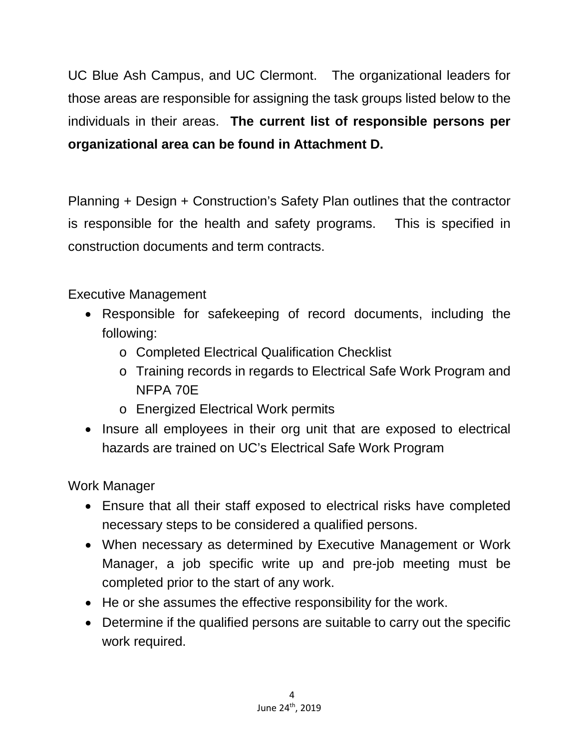UC Blue Ash Campus, and UC Clermont. The organizational leaders for those areas are responsible for assigning the task groups listed below to the individuals in their areas. **The current list of responsible persons per organizational area can be found in Attachment D.**

Planning + Design + Construction's Safety Plan outlines that the contractor is responsible for the health and safety programs. This is specified in construction documents and term contracts.

Executive Management

- Responsible for safekeeping of record documents, including the following:
  - Completed Electrical Qualification Checklist
  - Training records in regards to Electrical Safe Work Program and NFPA 70E
  - Energized Electrical Work permits
- Insure all employees in their org unit that are exposed to electrical hazards are trained on UC's Electrical Safe Work Program

Work Manager

- Ensure that all their staff exposed to electrical risks have completed necessary steps to be considered a qualified persons.
- When necessary as determined by Executive Management or Work Manager, a job specific write up and pre-job meeting must be completed prior to the start of any work.
- He or she assumes the effective responsibility for the work.
- Determine if the qualified persons are suitable to carry out the specific work required.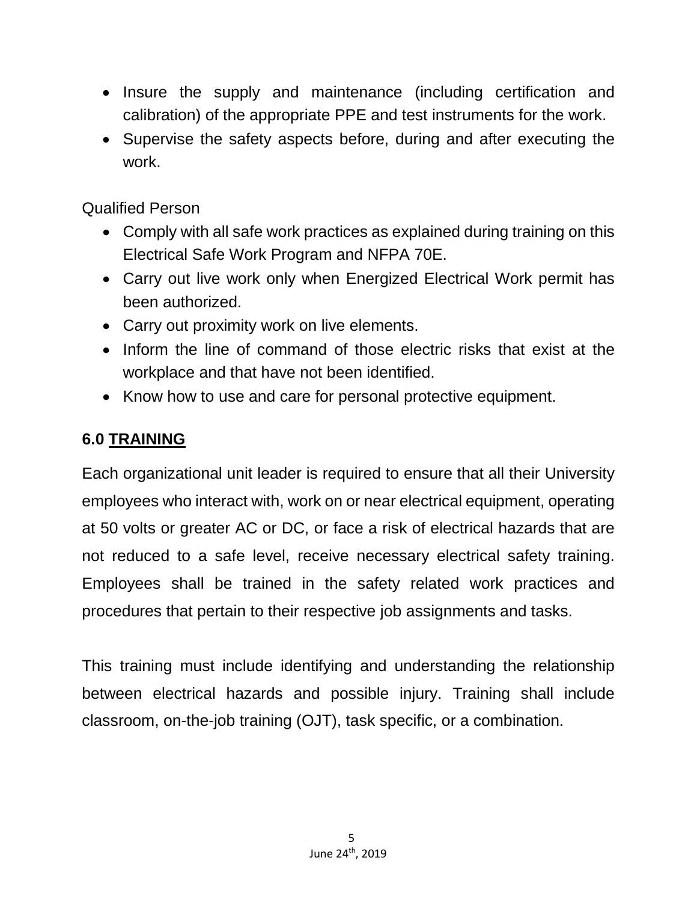- Insure the supply and maintenance (including certification and calibration) of the appropriate PPE and test instruments for the work.
- Supervise the safety aspects before, during and after executing the work.

Qualified Person

- Comply with all safe work practices as explained during training on this Electrical Safe Work Program and NFPA 70E.
- Carry out live work only when Energized Electrical Work permit has been authorized.
- Carry out proximity work on live elements.
- Inform the line of command of those electric risks that exist at the workplace and that have not been identified.
- Know how to use and care for personal protective equipment.

## 6.0 TRAINING

Each organizational unit leader is required to ensure that all their University employees who interact with, work on or near electrical equipment, operating at 50 volts or greater AC or DC, or face a risk of electrical hazards that are not reduced to a safe level, receive necessary electrical safety training. Employees shall be trained in the safety related work practices and procedures that pertain to their respective job assignments and tasks.

This training must include identifying and understanding the relationship between electrical hazards and possible injury. Training shall include classroom, on-the-job training (OJT), task specific, or a combination.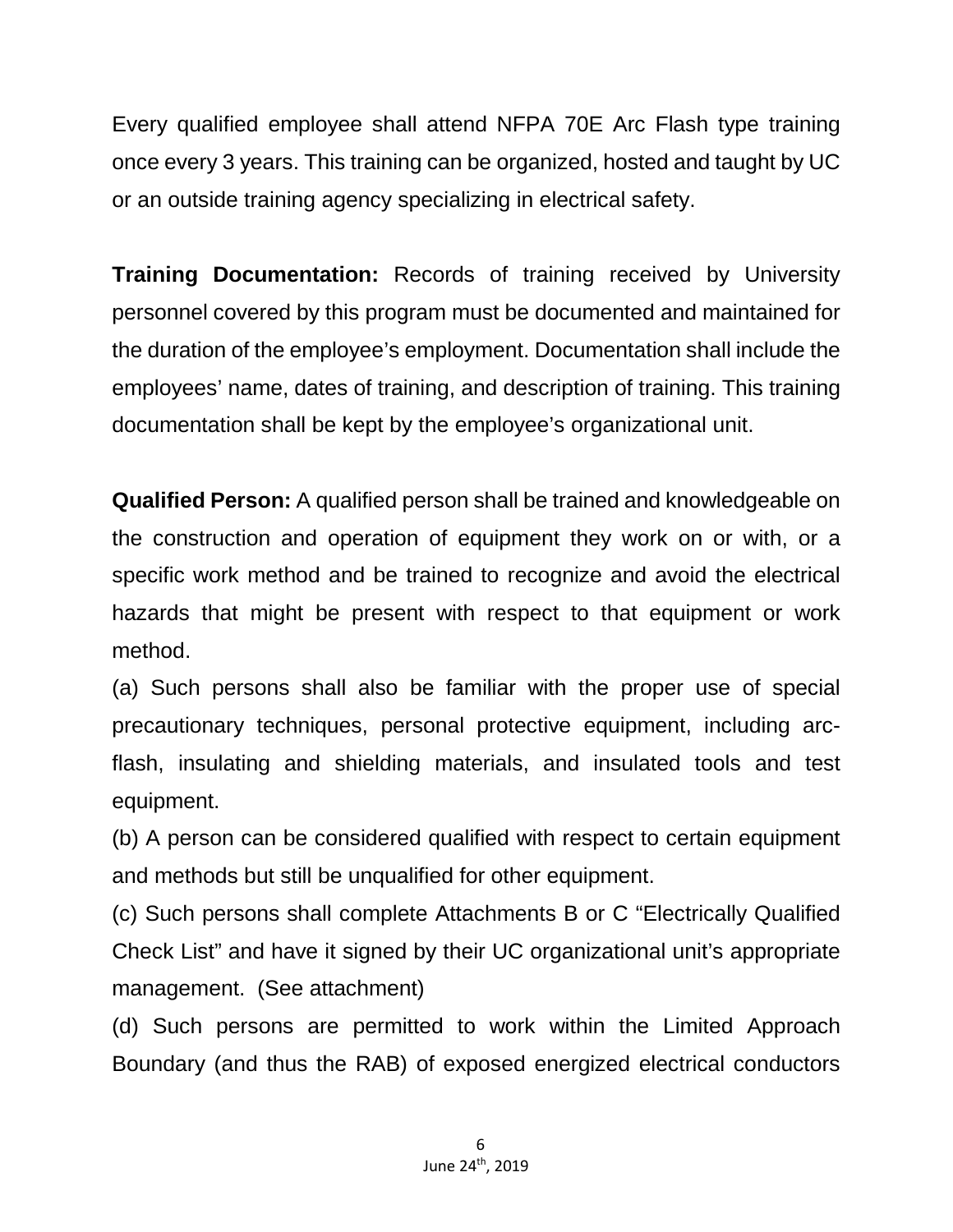Every qualified employee shall attend NFPA 70E Arc Flash type training once every 3 years. This training can be organized, hosted and taught by UC or an outside training agency specializing in electrical safety.

**Training Documentation:** Records of training received by University personnel covered by this program must be documented and maintained for the duration of the employee's employment. Documentation shall include the employees' name, dates of training, and description of training. This training documentation shall be kept by the employee's organizational unit.

**Qualified Person:** A qualified person shall be trained and knowledgeable on the construction and operation of equipment they work on or with, or a specific work method and be trained to recognize and avoid the electrical hazards that might be present with respect to that equipment or work method.

(a) Such persons shall also be familiar with the proper use of special precautionary techniques, personal protective equipment, including arc-flash, insulating and shielding materials, and insulated tools and test equipment.

(b) A person can be considered qualified with respect to certain equipment and methods but still be unqualified for other equipment.

(c) Such persons shall complete Attachments B or C "Electrically Qualified Check List" and have it signed by their UC organizational unit's appropriate management. (See attachment)

(d) Such persons are permitted to work within the Limited Approach Boundary (and thus the RAB) of exposed energized electrical conductors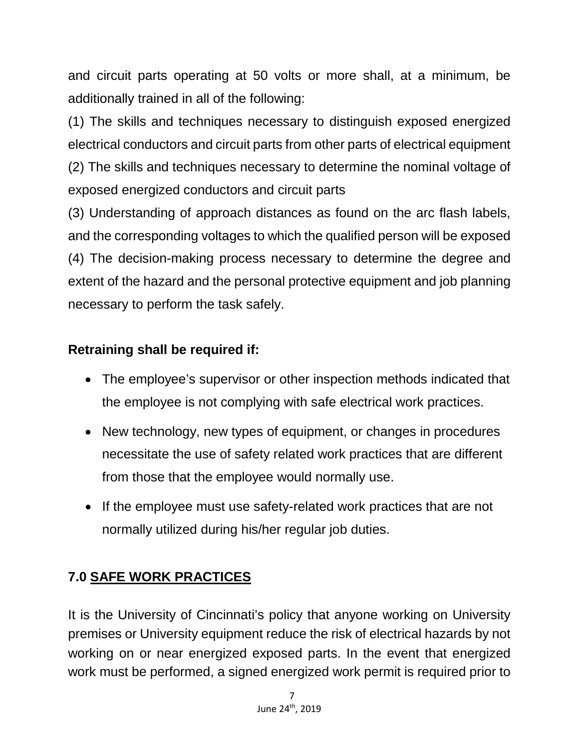and circuit parts operating at 50 volts or more shall, at a minimum, be additionally trained in all of the following:

(1) The skills and techniques necessary to distinguish exposed energized electrical conductors and circuit parts from other parts of electrical equipment

(2) The skills and techniques necessary to determine the nominal voltage of exposed energized conductors and circuit parts

(3) Understanding of approach distances as found on the arc flash labels, and the corresponding voltages to which the qualified person will be exposed

(4) The decision-making process necessary to determine the degree and extent of the hazard and the personal protective equipment and job planning necessary to perform the task safely.

**Retraining shall be required if:**

- The employee's supervisor or other inspection methods indicated that the employee is not complying with safe electrical work practices.
- New technology, new types of equipment, or changes in procedures necessitate the use of safety related work practices that are different from those that the employee would normally use.
- If the employee must use safety-related work practices that are not normally utilized during his/her regular job duties.

## 7.0 SAFE WORK PRACTICES

It is the University of Cincinnati's policy that anyone working on University premises or University equipment reduce the risk of electrical hazards by not working on or near energized exposed parts. In the event that energized work must be performed, a signed energized work permit is required prior to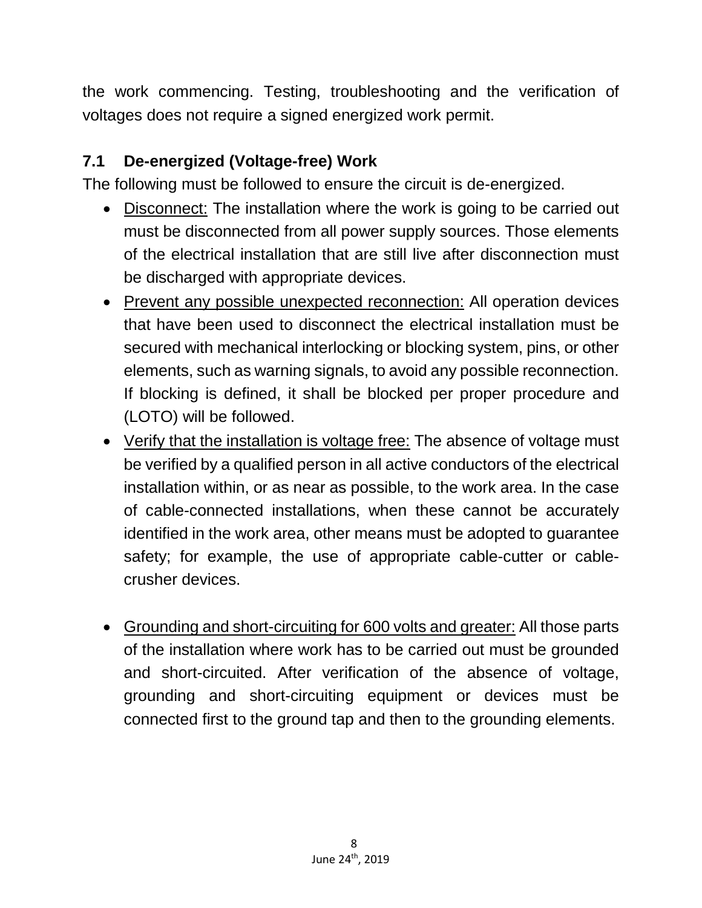the work commencing. Testing, troubleshooting and the verification of voltages does not require a signed energized work permit.

## 7.1 De-energized (Voltage-free) Work

The following must be followed to ensure the circuit is de-energized.

- Disconnect: The installation where the work is going to be carried out must be disconnected from all power supply sources. Those elements of the electrical installation that are still live after disconnection must be discharged with appropriate devices.
- Prevent any possible unexpected reconnection: All operation devices that have been used to disconnect the electrical installation must be secured with mechanical interlocking or blocking system, pins, or other elements, such as warning signals, to avoid any possible reconnection. If blocking is defined, it shall be blocked per proper procedure and (LOTO) will be followed.
- Verify that the installation is voltage free: The absence of voltage must be verified by a qualified person in all active conductors of the electrical installation within, or as near as possible, to the work area. In the case of cable-connected installations, when these cannot be accurately identified in the work area, other means must be adopted to guarantee safety; for example, the use of appropriate cable-cutter or cable-crusher devices.
- Grounding and short-circuiting for 600 volts and greater: All those parts of the installation where work has to be carried out must be grounded and short-circuited. After verification of the absence of voltage, grounding and short-circuiting equipment or devices must be connected first to the ground tap and then to the grounding elements.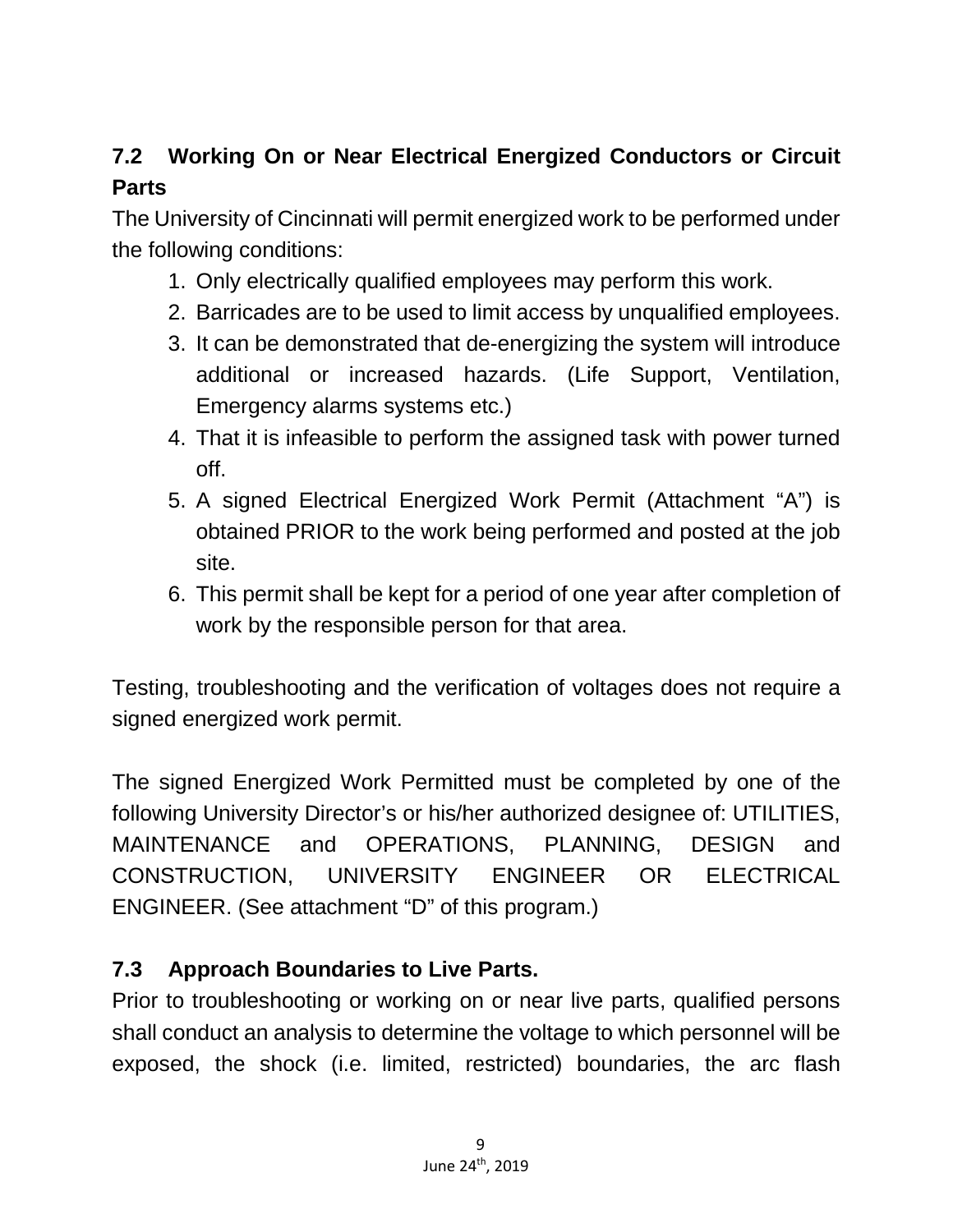## 7.2 Working On or Near Electrical Energized Conductors or Circuit Parts

The University of Cincinnati will permit energized work to be performed under the following conditions:

1. Only electrically qualified employees may perform this work.
2. Barricades are to be used to limit access by unqualified employees.
3. It can be demonstrated that de-energizing the system will introduce additional or increased hazards. (Life Support, Ventilation, Emergency alarms systems etc.)
4. That it is infeasible to perform the assigned task with power turned off.
5. A signed Electrical Energized Work Permit (Attachment "A") is obtained PRIOR to the work being performed and posted at the job site.
6. This permit shall be kept for a period of one year after completion of work by the responsible person for that area.

Testing, troubleshooting and the verification of voltages does not require a signed energized work permit.

The signed Energized Work Permitted must be completed by one of the following University Director's or his/her authorized designee of: UTILITIES, MAINTENANCE and OPERATIONS, PLANNING, DESIGN and CONSTRUCTION, UNIVERSITY ENGINEER OR ELECTRICAL ENGINEER. (See attachment "D" of this program.)

## 7.3 Approach Boundaries to Live Parts.

Prior to troubleshooting or working on or near live parts, qualified persons shall conduct an analysis to determine the voltage to which personnel will be exposed, the shock (i.e. limited, restricted) boundaries, the arc flash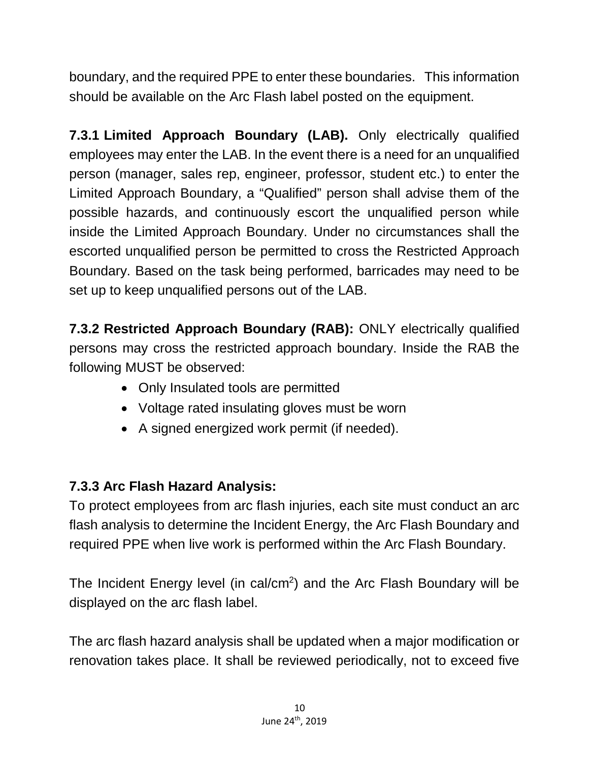boundary, and the required PPE to enter these boundaries. This information should be available on the Arc Flash label posted on the equipment.

**7.3.1 Limited Approach Boundary (LAB).** Only electrically qualified employees may enter the LAB. In the event there is a need for an unqualified person (manager, sales rep, engineer, professor, student etc.) to enter the Limited Approach Boundary, a "Qualified" person shall advise them of the possible hazards, and continuously escort the unqualified person while inside the Limited Approach Boundary. Under no circumstances shall the escorted unqualified person be permitted to cross the Restricted Approach Boundary. Based on the task being performed, barricades may need to be set up to keep unqualified persons out of the LAB.

**7.3.2 Restricted Approach Boundary (RAB):** ONLY electrically qualified persons may cross the restricted approach boundary. Inside the RAB the following MUST be observed:

- Only Insulated tools are permitted
- Voltage rated insulating gloves must be worn
- A signed energized work permit (if needed).

### 7.3.3 Arc Flash Hazard Analysis:

To protect employees from arc flash injuries, each site must conduct an arc flash analysis to determine the Incident Energy, the Arc Flash Boundary and required PPE when live work is performed within the Arc Flash Boundary.

The Incident Energy level (in $cal/cm^2$) and the Arc Flash Boundary will be displayed on the arc flash label.

The arc flash hazard analysis shall be updated when a major modification or renovation takes place. It shall be reviewed periodically, not to exceed five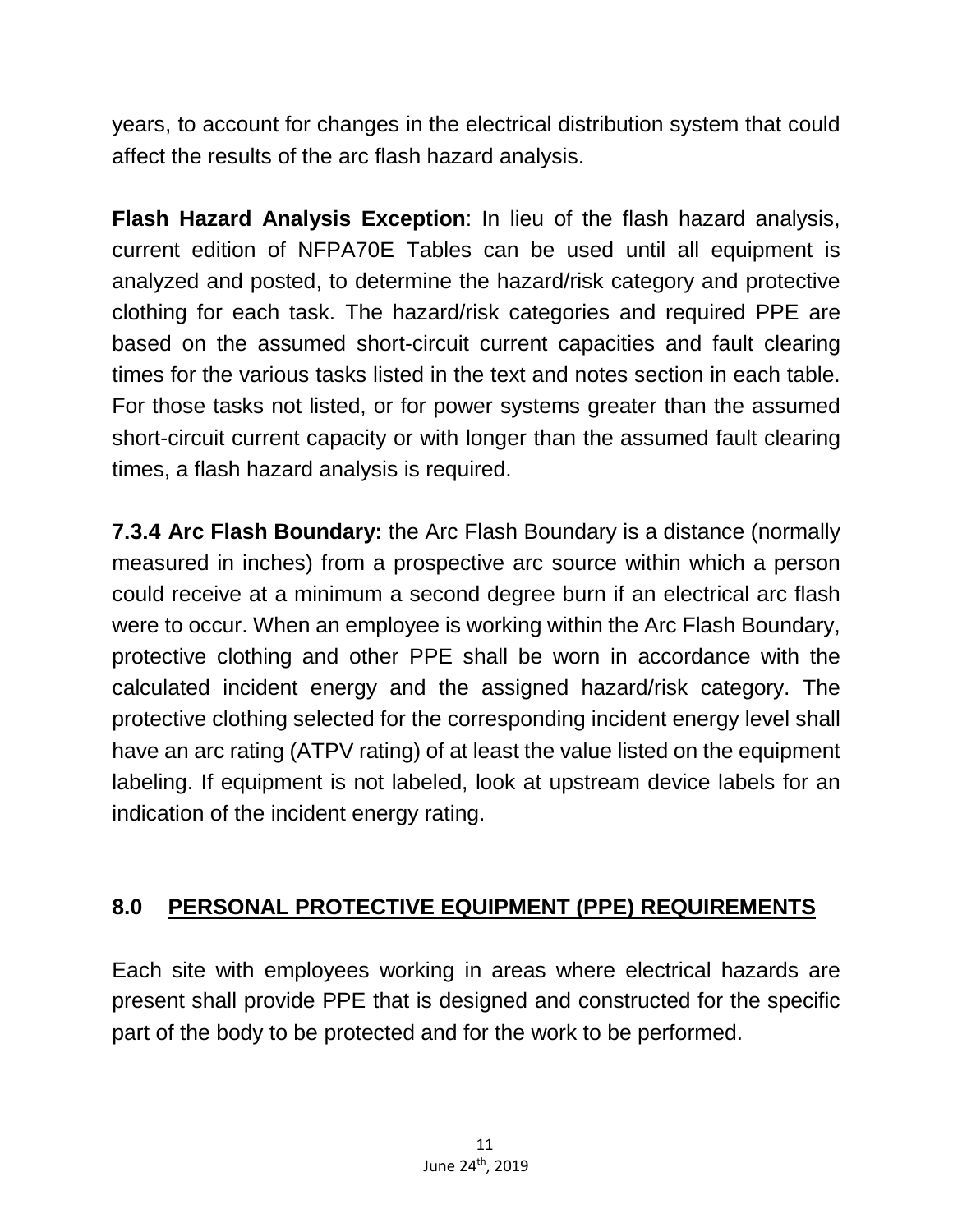years, to account for changes in the electrical distribution system that could affect the results of the arc flash hazard analysis.

**Flash Hazard Analysis Exception**: In lieu of the flash hazard analysis, current edition of NFPA70E Tables can be used until all equipment is analyzed and posted, to determine the hazard/risk category and protective clothing for each task. The hazard/risk categories and required PPE are based on the assumed short-circuit current capacities and fault clearing times for the various tasks listed in the text and notes section in each table. For those tasks not listed, or for power systems greater than the assumed short-circuit current capacity or with longer than the assumed fault clearing times, a flash hazard analysis is required.

**7.3.4 Arc Flash Boundary:** the Arc Flash Boundary is a distance (normally measured in inches) from a prospective arc source within which a person could receive at a minimum a second degree burn if an electrical arc flash were to occur. When an employee is working within the Arc Flash Boundary, protective clothing and other PPE shall be worn in accordance with the calculated incident energy and the assigned hazard/risk category. The protective clothing selected for the corresponding incident energy level shall have an arc rating (ATPV rating) of at least the value listed on the equipment labeling. If equipment is not labeled, look at upstream device labels for an indication of the incident energy rating.

## 8.0 PERSONAL PROTECTIVE EQUIPMENT (PPE) REQUIREMENTS

Each site with employees working in areas where electrical hazards are present shall provide PPE that is designed and constructed for the specific part of the body to be protected and for the work to be performed.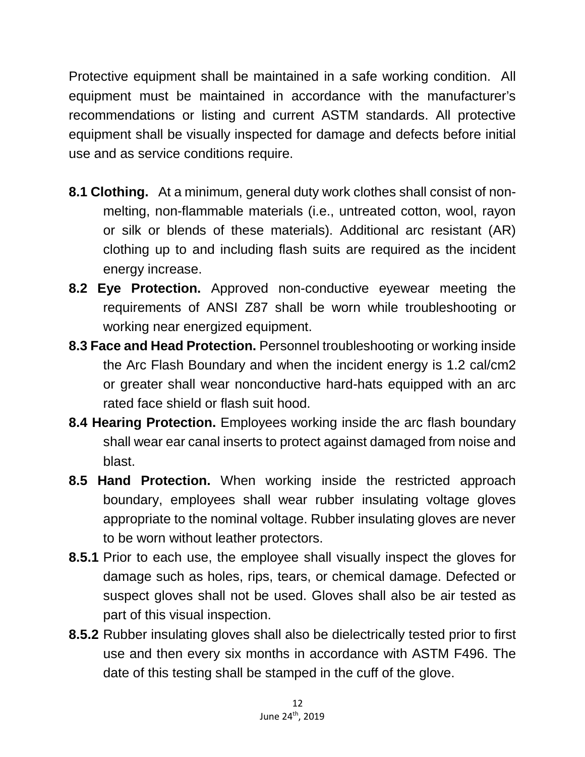Protective equipment shall be maintained in a safe working condition. All equipment must be maintained in accordance with the manufacturer's recommendations or listing and current ASTM standards. All protective equipment shall be visually inspected for damage and defects before initial use and as service conditions require.

**8.1 Clothing.** At a minimum, general duty work clothes shall consist of non-melting, non-flammable materials (i.e., untreated cotton, wool, rayon or silk or blends of these materials). Additional arc resistant (AR) clothing up to and including flash suits are required as the incident energy increase.

**8.2 Eye Protection.** Approved non-conductive eyewear meeting the requirements of ANSI Z87 shall be worn while troubleshooting or working near energized equipment.

**8.3 Face and Head Protection.** Personnel troubleshooting or working inside the Arc Flash Boundary and when the incident energy is 1.2 cal/cm2 or greater shall wear nonconductive hard-hats equipped with an arc rated face shield or flash suit hood.

**8.4 Hearing Protection.** Employees working inside the arc flash boundary shall wear ear canal inserts to protect against damaged from noise and blast.

**8.5 Hand Protection.** When working inside the restricted approach boundary, employees shall wear rubber insulating voltage gloves appropriate to the nominal voltage. Rubber insulating gloves are never to be worn without leather protectors.

**8.5.1** Prior to each use, the employee shall visually inspect the gloves for damage such as holes, rips, tears, or chemical damage. Defected or suspect gloves shall not be used. Gloves shall also be air tested as part of this visual inspection.

**8.5.2** Rubber insulating gloves shall also be dielectrically tested prior to first use and then every six months in accordance with ASTM F496. The date of this testing shall be stamped in the cuff of the glove.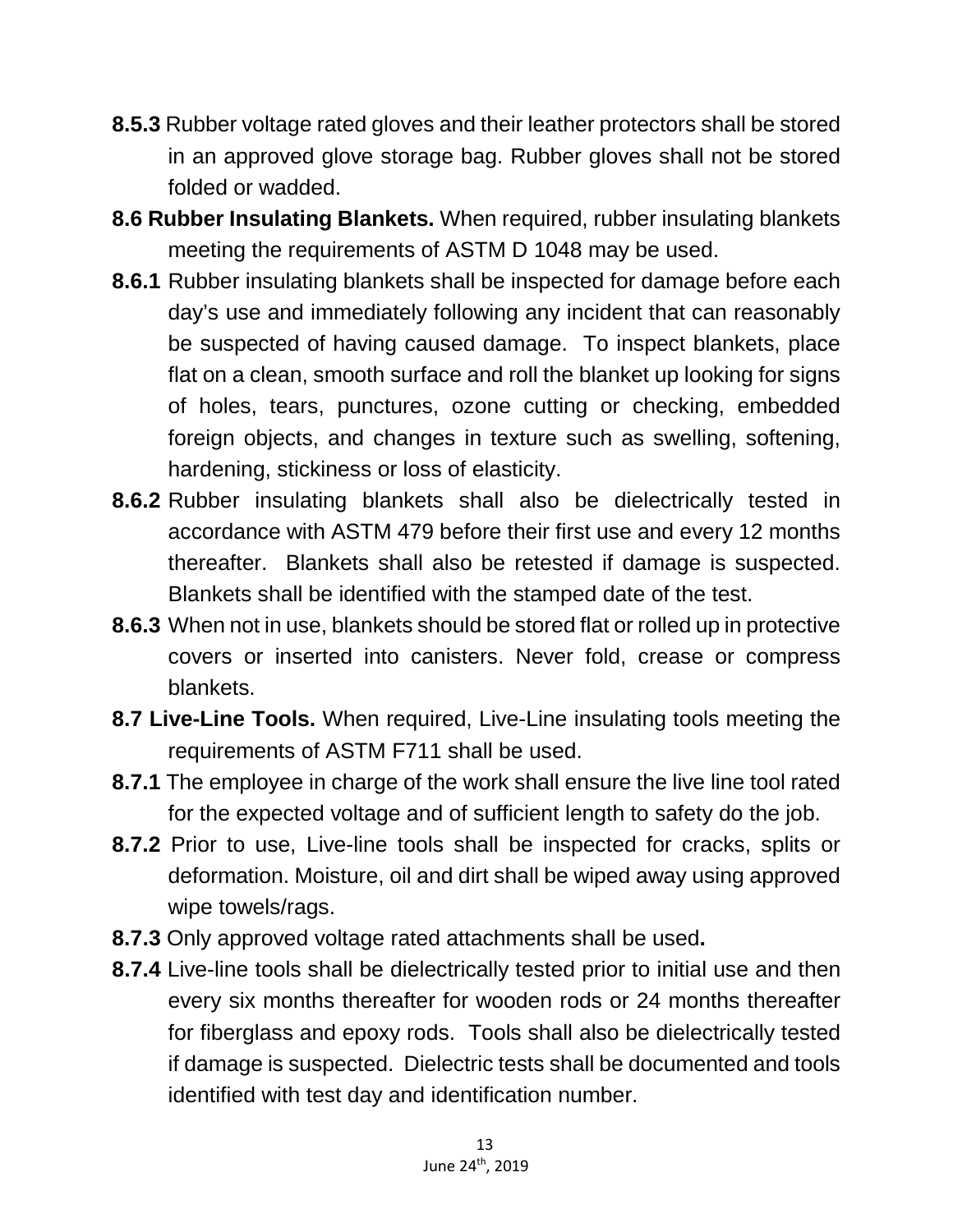**8.5.3** Rubber voltage rated gloves and their leather protectors shall be stored in an approved glove storage bag. Rubber gloves shall not be stored folded or wadded.

**8.6 Rubber Insulating Blankets.** When required, rubber insulating blankets meeting the requirements of ASTM D 1048 may be used.

**8.6.1** Rubber insulating blankets shall be inspected for damage before each day's use and immediately following any incident that can reasonably be suspected of having caused damage. To inspect blankets, place flat on a clean, smooth surface and roll the blanket up looking for signs of holes, tears, punctures, ozone cutting or checking, embedded foreign objects, and changes in texture such as swelling, softening, hardening, stickiness or loss of elasticity.

**8.6.2** Rubber insulating blankets shall also be dielectrically tested in accordance with ASTM 479 before their first use and every 12 months thereafter. Blankets shall also be retested if damage is suspected. Blankets shall be identified with the stamped date of the test.

**8.6.3** When not in use, blankets should be stored flat or rolled up in protective covers or inserted into canisters. Never fold, crease or compress blankets.

**8.7 Live-Line Tools.** When required, Live-Line insulating tools meeting the requirements of ASTM F711 shall be used.

**8.7.1** The employee in charge of the work shall ensure the live line tool rated for the expected voltage and of sufficient length to safety do the job.

**8.7.2** Prior to use, Live-line tools shall be inspected for cracks, splits or deformation. Moisture, oil and dirt shall be wiped away using approved wipe towels/rags.

**8.7.3** Only approved voltage rated attachments shall be used**.**

**8.7.4** Live-line tools shall be dielectrically tested prior to initial use and then every six months thereafter for wooden rods or 24 months thereafter for fiberglass and epoxy rods. Tools shall also be dielectrically tested if damage is suspected. Dielectric tests shall be documented and tools identified with test day and identification number.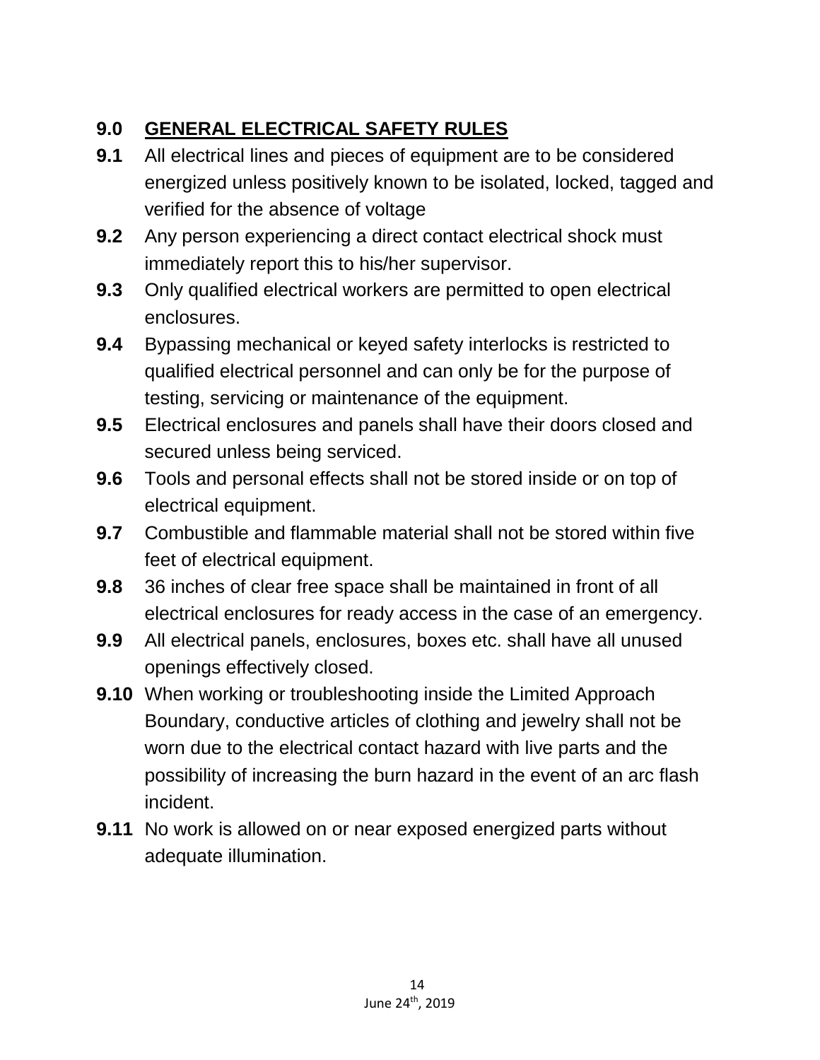## 9.0 GENERAL ELECTRICAL SAFETY RULES

**9.1** All electrical lines and pieces of equipment are to be considered energized unless positively known to be isolated, locked, tagged and verified for the absence of voltage

**9.2** Any person experiencing a direct contact electrical shock must immediately report this to his/her supervisor.

**9.3** Only qualified electrical workers are permitted to open electrical enclosures.

**9.4** Bypassing mechanical or keyed safety interlocks is restricted to qualified electrical personnel and can only be for the purpose of testing, servicing or maintenance of the equipment.

**9.5** Electrical enclosures and panels shall have their doors closed and secured unless being serviced.

**9.6** Tools and personal effects shall not be stored inside or on top of electrical equipment.

**9.7** Combustible and flammable material shall not be stored within five feet of electrical equipment.

**9.8** 36 inches of clear free space shall be maintained in front of all electrical enclosures for ready access in the case of an emergency.

**9.9** All electrical panels, enclosures, boxes etc. shall have all unused openings effectively closed.

**9.10** When working or troubleshooting inside the Limited Approach Boundary, conductive articles of clothing and jewelry shall not be worn due to the electrical contact hazard with live parts and the possibility of increasing the burn hazard in the event of an arc flash incident.

**9.11** No work is allowed on or near exposed energized parts without adequate illumination.

June 24th, 2019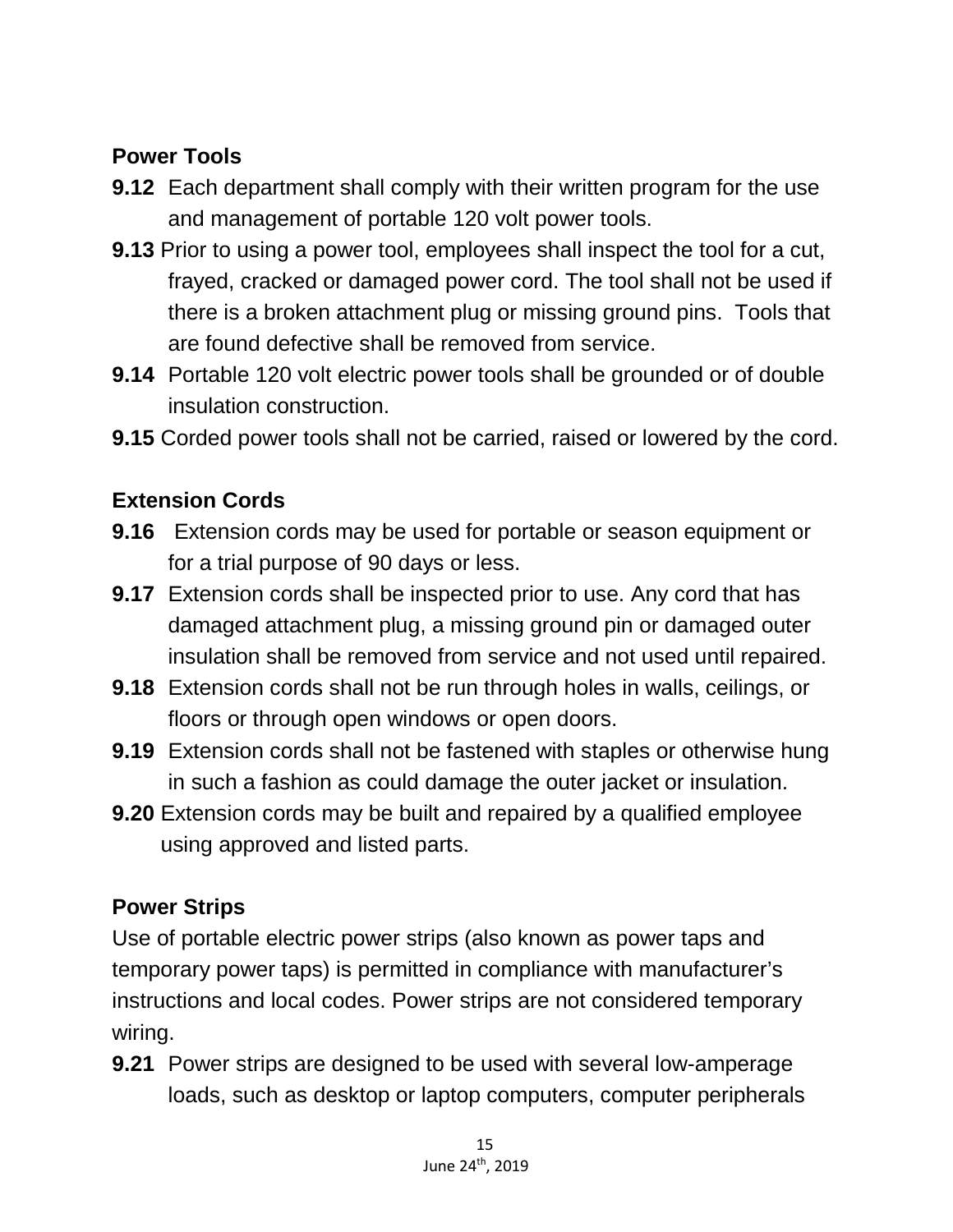## Power Tools

**9.12** Each department shall comply with their written program for the use and management of portable 120 volt power tools.

**9.13** Prior to using a power tool, employees shall inspect the tool for a cut, frayed, cracked or damaged power cord. The tool shall not be used if there is a broken attachment plug or missing ground pins. Tools that are found defective shall be removed from service.

**9.14** Portable 120 volt electric power tools shall be grounded or of double insulation construction.

**9.15** Corded power tools shall not be carried, raised or lowered by the cord.

## Extension Cords

**9.16** Extension cords may be used for portable or season equipment or for a trial purpose of 90 days or less.

**9.17** Extension cords shall be inspected prior to use. Any cord that has damaged attachment plug, a missing ground pin or damaged outer insulation shall be removed from service and not used until repaired.

**9.18** Extension cords shall not be run through holes in walls, ceilings, or floors or through open windows or open doors.

**9.19** Extension cords shall not be fastened with staples or otherwise hung in such a fashion as could damage the outer jacket or insulation.

**9.20** Extension cords may be built and repaired by a qualified employee using approved and listed parts.

## Power Strips

Use of portable electric power strips (also known as power taps and temporary power taps) is permitted in compliance with manufacturer's instructions and local codes. Power strips are not considered temporary wiring.

**9.21** Power strips are designed to be used with several low-amperage loads, such as desktop or laptop computers, computer peripherals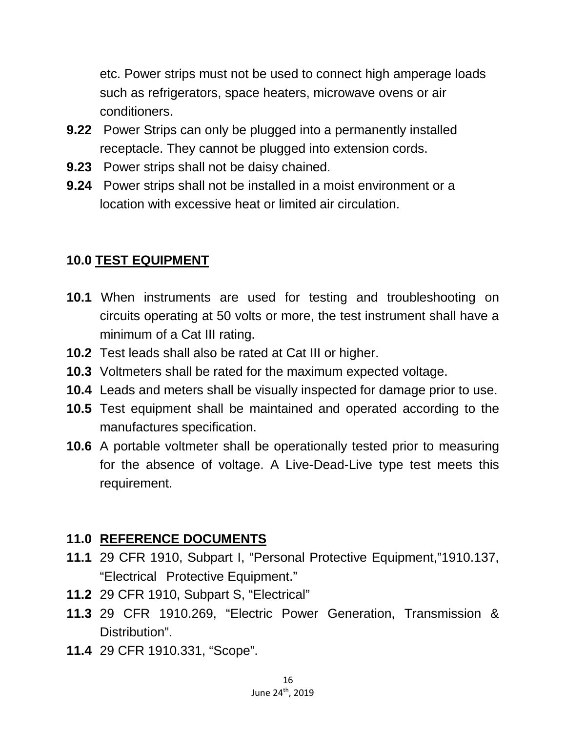etc. Power strips must not be used to connect high amperage loads such as refrigerators, space heaters, microwave ovens or air conditioners.

**9.22** Power Strips can only be plugged into a permanently installed receptacle. They cannot be plugged into extension cords.

**9.23** Power strips shall not be daisy chained.

**9.24** Power strips shall not be installed in a moist environment or a location with excessive heat or limited air circulation.

## 10.0 TEST EQUIPMENT

**10.1** When instruments are used for testing and troubleshooting on circuits operating at 50 volts or more, the test instrument shall have a minimum of a Cat III rating.

**10.2** Test leads shall also be rated at Cat III or higher.

**10.3** Voltmeters shall be rated for the maximum expected voltage.

**10.4** Leads and meters shall be visually inspected for damage prior to use.

**10.5** Test equipment shall be maintained and operated according to the manufactures specification.

**10.6** A portable voltmeter shall be operationally tested prior to measuring for the absence of voltage. A Live-Dead-Live type test meets this requirement.

## 11.0 REFERENCE DOCUMENTS

**11.1** 29 CFR 1910, Subpart I, "Personal Protective Equipment,"1910.137, "Electrical Protective Equipment."

**11.2** 29 CFR 1910, Subpart S, "Electrical"

**11.3** 29 CFR 1910.269, "Electric Power Generation, Transmission & Distribution".

**11.4** 29 CFR 1910.331, "Scope".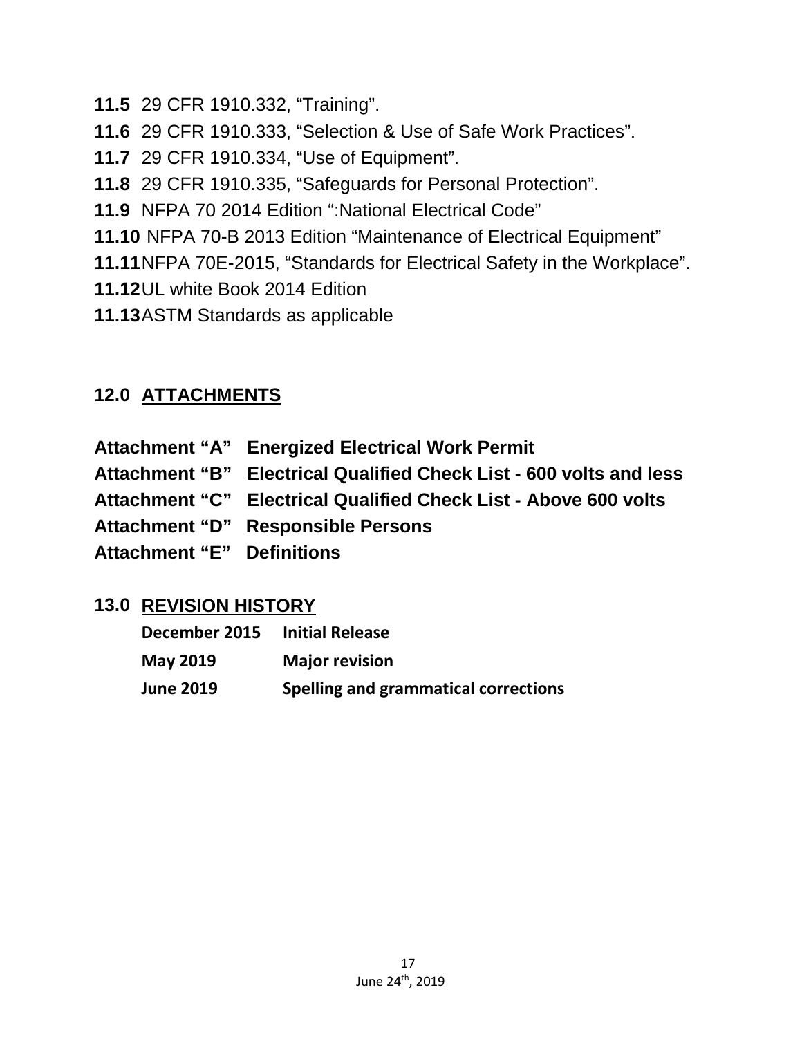**11.5** 29 CFR 1910.332, “Training”.

**11.6** 29 CFR 1910.333, “Selection & Use of Safe Work Practices”.

**11.7** 29 CFR 1910.334, “Use of Equipment”.

**11.8** 29 CFR 1910.335, “Safeguards for Personal Protection”.

**11.9** NFPA 70 2014 Edition “:National Electrical Code”

**11.10** NFPA 70-B 2013 Edition “Maintenance of Electrical Equipment”

**11.11** NFPA 70E-2015, “Standards for Electrical Safety in the Workplace”.

**11.12** UL white Book 2014 Edition

**11.13** ASTM Standards as applicable

## 12.0 ATTACHMENTS

**Attachment “A” Energized Electrical Work Permit**

**Attachment “B” Electrical Qualified Check List - 600 volts and less**

**Attachment “C” Electrical Qualified Check List - Above 600 volts**

**Attachment “D” Responsible Persons**

**Attachment “E” Definitions**

## 13.0 REVISION HISTORY

| | |
|---|---|
| **December 2015** | **Initial Release** |
| **May 2019** | **Major revision** |
| **June 2019** | **Spelling and grammatical corrections** |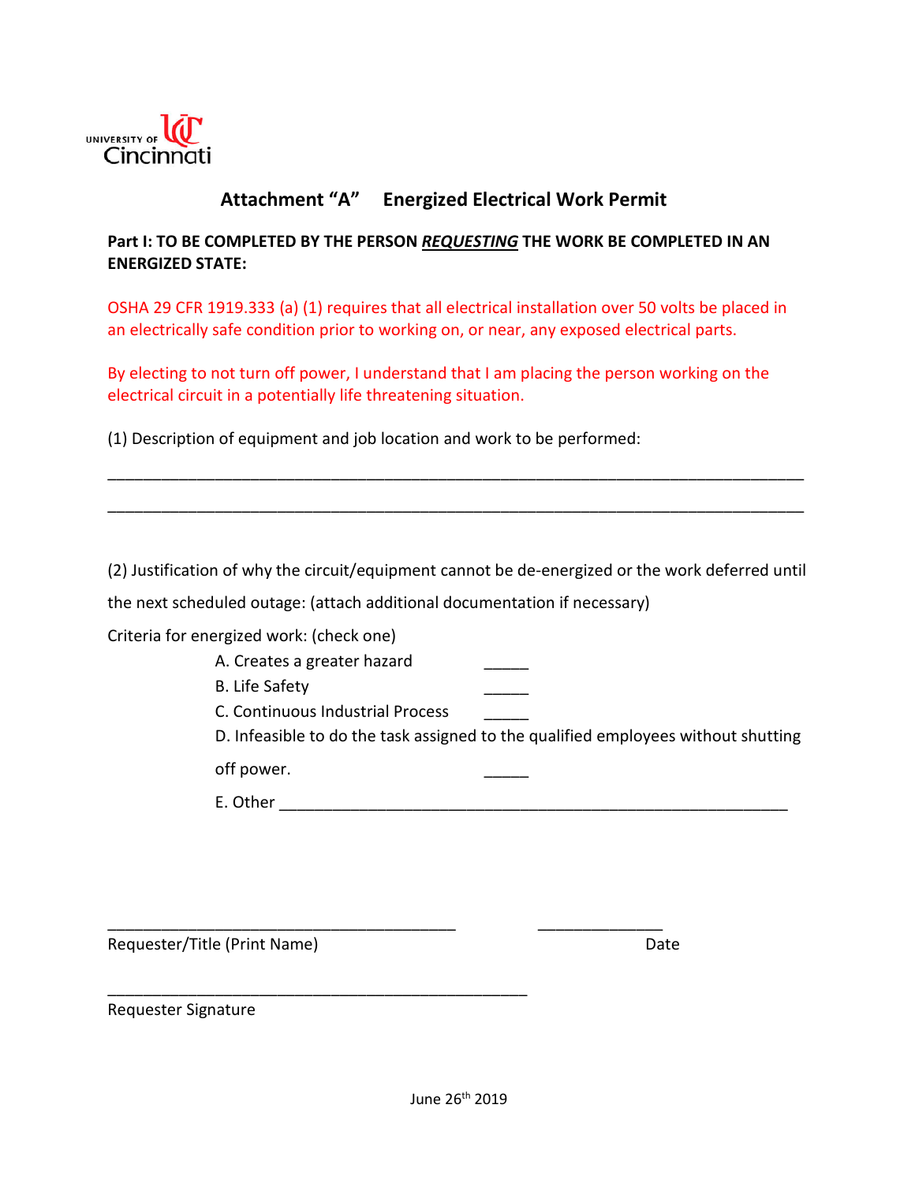University of Cincinnati

# Attachment "A" Energized Electrical Work Permit

**Part I: TO BE COMPLETED BY THE PERSON *REQUESTING* THE WORK BE COMPLETED IN AN ENERGIZED STATE:**

OSHA 29 CFR 1919.333 (a) (1) requires that all electrical installation over 50 volts be placed in an electrically safe condition prior to working on, or near, any exposed electrical parts.

By electing to not turn off power, I understand that I am placing the person working on the electrical circuit in a potentially life threatening situation.

(1) Description of equipment and job location and work to be performed:

______________________________________________________________________________

______________________________________________________________________________

(2) Justification of why the circuit/equipment cannot be de-energized or the work deferred until the next scheduled outage: (attach additional documentation if necessary)

Criteria for energized work: (check one)

A. Creates a greater hazard _____

B. Life Safety _____

C. Continuous Industrial Process _____

D. Infeasible to do the task assigned to the qualified employees without shutting off power. _____

E. Other ___________________________________________________________

________________________________________ ______________

Requester/Title (Print Name) Date

_________________________________________________

Requester Signature

June 26th 2019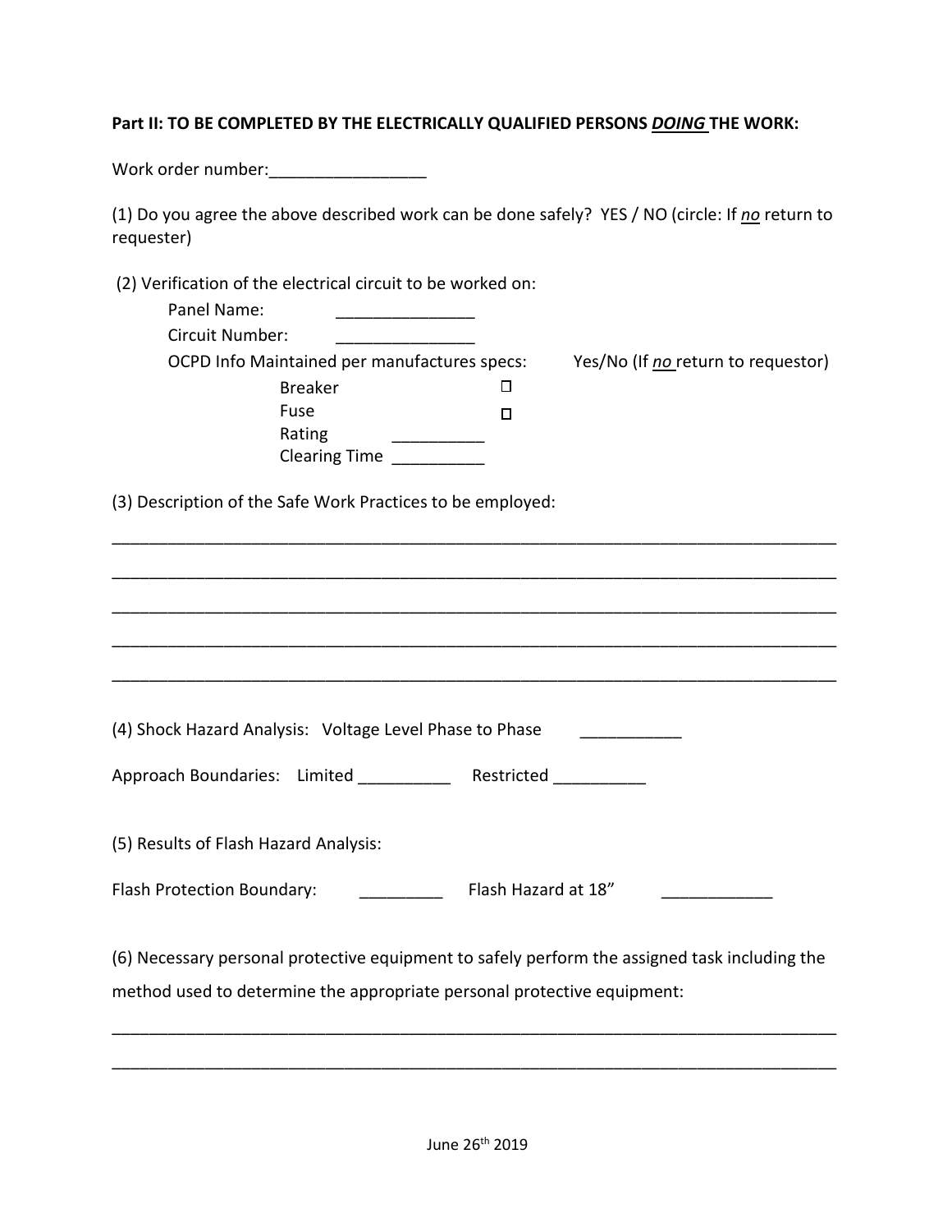**Part II: TO BE COMPLETED BY THE ELECTRICALLY QUALIFIED PERSONS *DOING* THE WORK:**

Work order number:_________________

(1) Do you agree the above described work can be done safely? YES / NO (circle: If *no* return to requester)

(2) Verification of the electrical circuit to be worked on:

Panel Name: _______________

Circuit Number: _______________

OCPD Info Maintained per manufactures specs: Yes/No (If *no* return to requestor)

Breaker ☐

Fuse ☐

Rating __________

Clearing Time __________

(3) Description of the Safe Work Practices to be employed:

_______________________________________________________________________________

_______________________________________________________________________________

_______________________________________________________________________________

_______________________________________________________________________________

_______________________________________________________________________________

(4) Shock Hazard Analysis: Voltage Level Phase to Phase ___________

Approach Boundaries: Limited __________ Restricted __________

(5) Results of Flash Hazard Analysis:

Flash Protection Boundary: _________ Flash Hazard at 18" ____________

(6) Necessary personal protective equipment to safely perform the assigned task including the method used to determine the appropriate personal protective equipment:

_______________________________________________________________________________

_______________________________________________________________________________

June 26th 2019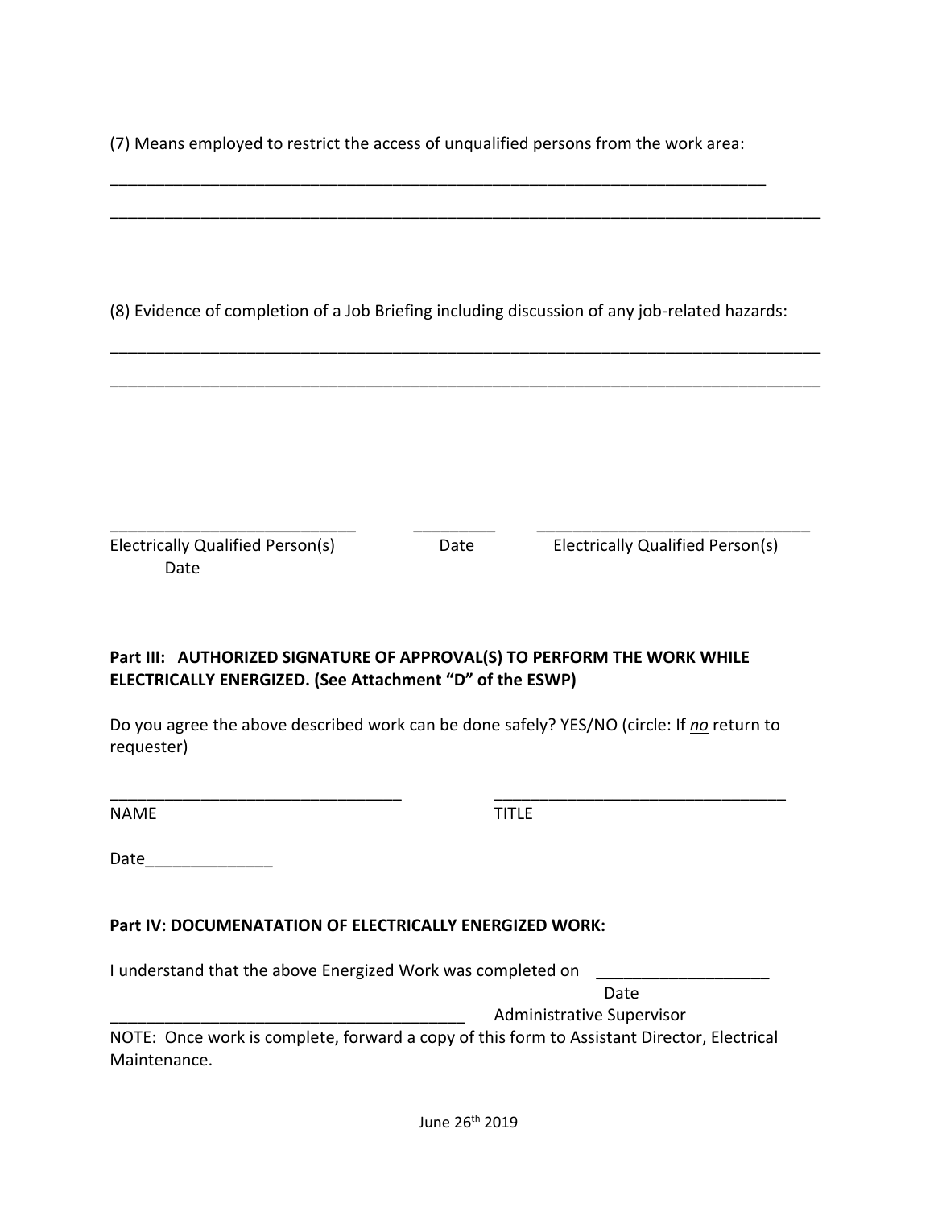(7) Means employed to restrict the access of unqualified persons from the work area:

___________________________________________________________________________

_________________________________________________________________________________

(8) Evidence of completion of a Job Briefing including discussion of any job-related hazards:

_________________________________________________________________________________

_________________________________________________________________________________

___________________________ _________ _______________________________
Electrically Qualified Person(s) Date Electrically Qualified Person(s) Date

**Part III: AUTHORIZED SIGNATURE OF APPROVAL(S) TO PERFORM THE WORK WHILE ELECTRICALLY ENERGIZED. (See Attachment "D" of the ESWP)**

Do you agree the above described work can be done safely? YES/NO (circle: If ***no*** return to requester)

_________________________________ _________________________________
NAME TITLE

Date______________

**Part IV: DOCUMENATATION OF ELECTRICALLY ENERGIZED WORK:**

I understand that the above Energized Work was completed on ___________________
Date

________________________________________ Administrative Supervisor

NOTE: Once work is complete, forward a copy of this form to Assistant Director, Electrical Maintenance.

June 26th 2019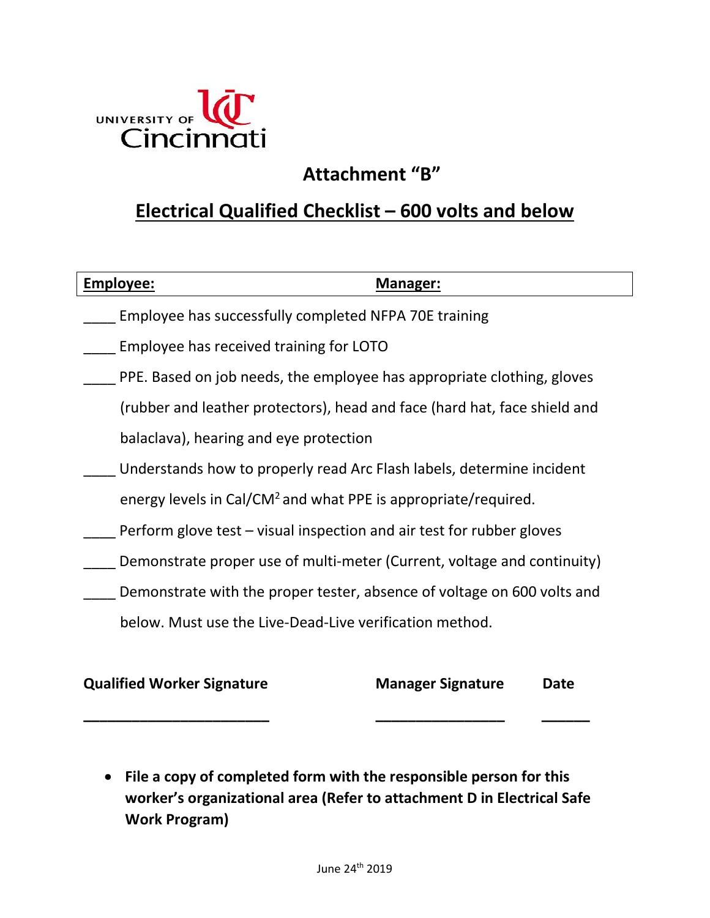UNIVERSITY OF Cincinnati

## Attachment "B"

## Electrical Qualified Checklist – 600 volts and below

| **Employee:** | **Manager:** |
|---|---|

____ Employee has successfully completed NFPA 70E training

____ Employee has received training for LOTO

____ PPE. Based on job needs, the employee has appropriate clothing, gloves (rubber and leather protectors), head and face (hard hat, face shield and balaclava), hearing and eye protection

____ Understands how to properly read Arc Flash labels, determine incident energy levels in $Cal/CM^2$ and what PPE is appropriate/required.

____ Perform glove test – visual inspection and air test for rubber gloves

____ Demonstrate proper use of multi-meter (Current, voltage and continuity)

____ Demonstrate with the proper tester, absence of voltage on 600 volts and below. Must use the Live-Dead-Live verification method.

| **Qualified Worker Signature** | **Manager Signature** | **Date** |
|---|---|---|
| ________________________ | ________________ | ______ |

- **File a copy of completed form with the responsible person for this worker's organizational area (Refer to attachment D in Electrical Safe Work Program)**

June 24th 2019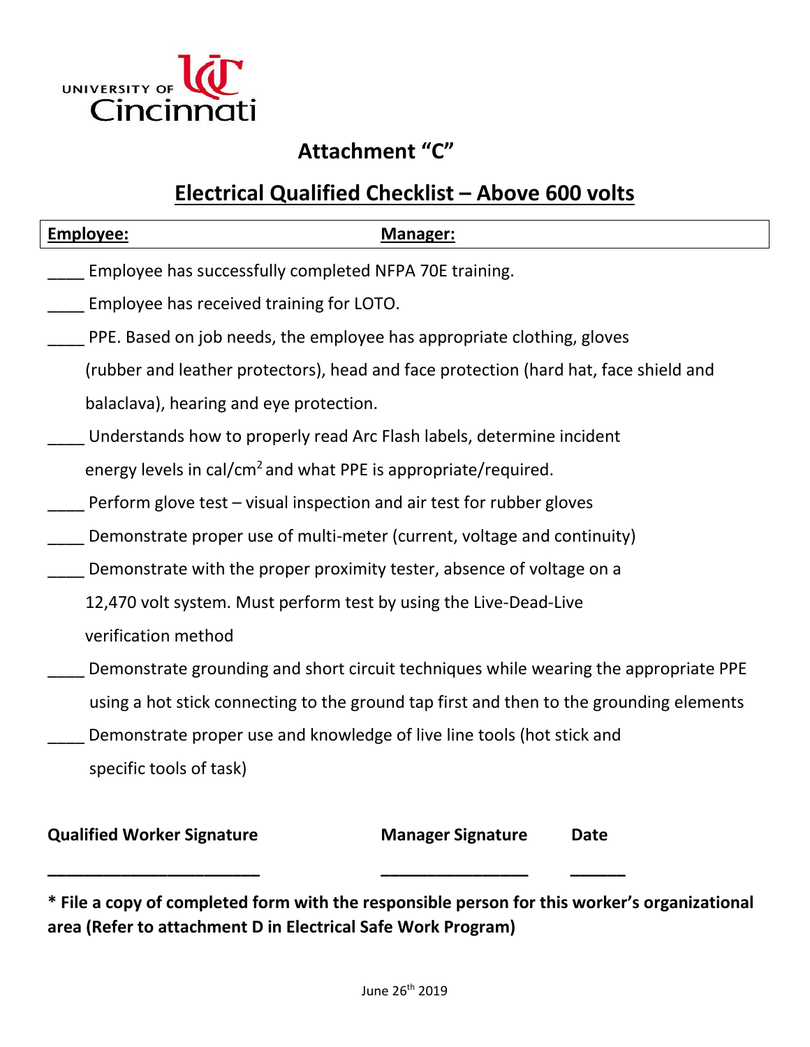UNIVERSITY OF Cincinnati

# Attachment "C"

## Electrical Qualified Checklist – Above 600 volts

| **Employee:** | **Manager:** |
|---|---|

____ Employee has successfully completed NFPA 70E training.

____ Employee has received training for LOTO.

____ PPE. Based on job needs, the employee has appropriate clothing, gloves (rubber and leather protectors), head and face protection (hard hat, face shield and balaclava), hearing and eye protection.

____ Understands how to properly read Arc Flash labels, determine incident energy levels in cal/cm$^2$ and what PPE is appropriate/required.

____ Perform glove test – visual inspection and air test for rubber gloves

____ Demonstrate proper use of multi-meter (current, voltage and continuity)

____ Demonstrate with the proper proximity tester, absence of voltage on a 12,470 volt system. Must perform test by using the Live-Dead-Live verification method

____ Demonstrate grounding and short circuit techniques while wearing the appropriate PPE using a hot stick connecting to the ground tap first and then to the grounding elements

____ Demonstrate proper use and knowledge of live line tools (hot stick and specific tools of task)

**Qualified Worker Signature** ________________________

**Manager Signature** ________________

**Date** ______

**\* File a copy of completed form with the responsible person for this worker's organizational area (Refer to attachment D in Electrical Safe Work Program)**

June 26th 2019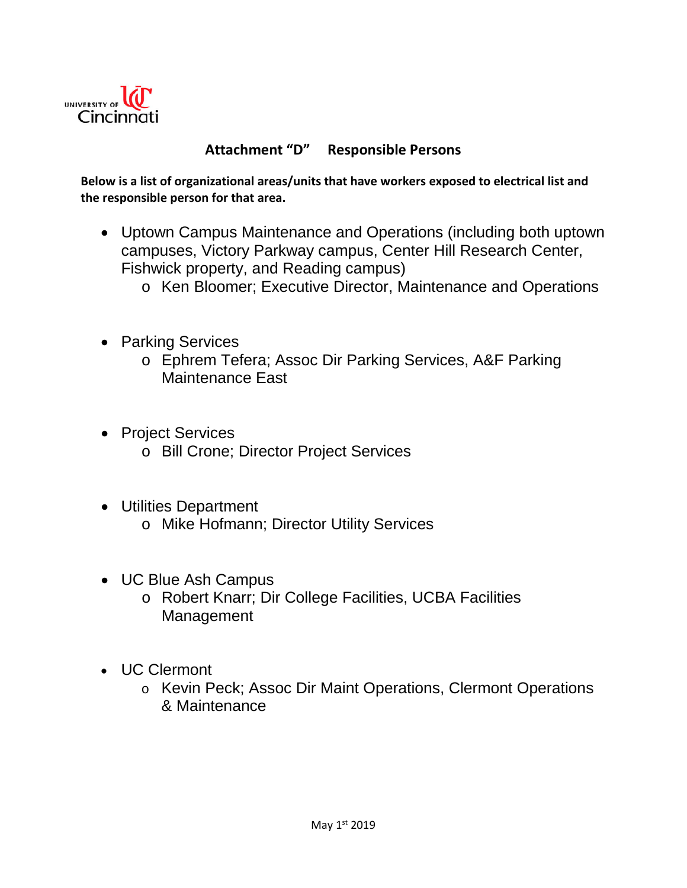UNIVERSITY OF Cincinnati

## Attachment "D" Responsible Persons

**Below is a list of organizational areas/units that have workers exposed to electrical list and the responsible person for that area.**

- Uptown Campus Maintenance and Operations (including both uptown campuses, Victory Parkway campus, Center Hill Research Center, Fishwick property, and Reading campus)
  - Ken Bloomer; Executive Director, Maintenance and Operations

- Parking Services
  - Ephrem Tefera; Assoc Dir Parking Services, A&F Parking Maintenance East

- Project Services
  - Bill Crone; Director Project Services

- Utilities Department
  - Mike Hofmann; Director Utility Services

- UC Blue Ash Campus
  - Robert Knarr; Dir College Facilities, UCBA Facilities Management

- UC Clermont
  - Kevin Peck; Assoc Dir Maint Operations, Clermont Operations & Maintenance

May 1st 2019